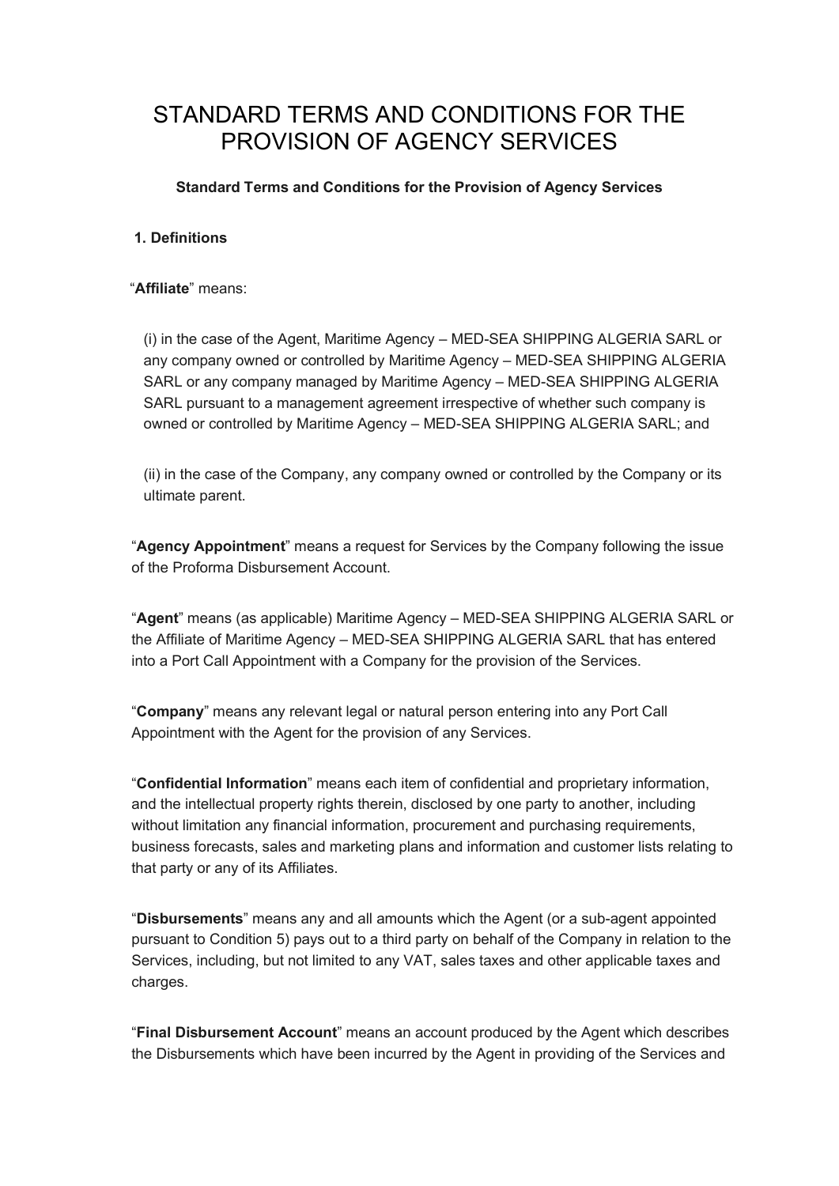# STANDARD TERMS AND CONDITIONS FOR THE PROVISION OF AGENCY SERVICES

**Standard Terms and Conditions for the Provision of Agency Services**

## 1. Definitions

"**Affiliate**" means:

(i) in the case of the Agent, Maritime Agency – MED-SEA SHIPPING ALGERIA SARL or any company owned or controlled by Maritime Agency – MED-SEA SHIPPING ALGERIA SARL or any company managed by Maritime Agency – MED-SEA SHIPPING ALGERIA SARL pursuant to a management agreement irrespective of whether such company is owned or controlled by Maritime Agency – MED-SEA SHIPPING ALGERIA SARL; and

(ii) in the case of the Company, any company owned or controlled by the Company or its ultimate parent.

"**Agency Appointment**" means a request for Services by the Company following the issue of the Proforma Disbursement Account.

"**Agent**" means (as applicable) Maritime Agency – MED-SEA SHIPPING ALGERIA SARL or the Affiliate of Maritime Agency – MED-SEA SHIPPING ALGERIA SARL that has entered into a Port Call Appointment with a Company for the provision of the Services.

"**Company**" means any relevant legal or natural person entering into any Port Call Appointment with the Agent for the provision of any Services.

"**Confidential Information**" means each item of confidential and proprietary information, and the intellectual property rights therein, disclosed by one party to another, including without limitation any financial information, procurement and purchasing requirements, business forecasts, sales and marketing plans and information and customer lists relating to that party or any of its Affiliates.

"**Disbursements**" means any and all amounts which the Agent (or a sub-agent appointed pursuant to Condition 5) pays out to a third party on behalf of the Company in relation to the Services, including, but not limited to any VAT, sales taxes and other applicable taxes and charges.

"**Final Disbursement Account**" means an account produced by the Agent which describes the Disbursements which have been incurred by the Agent in providing of the Services and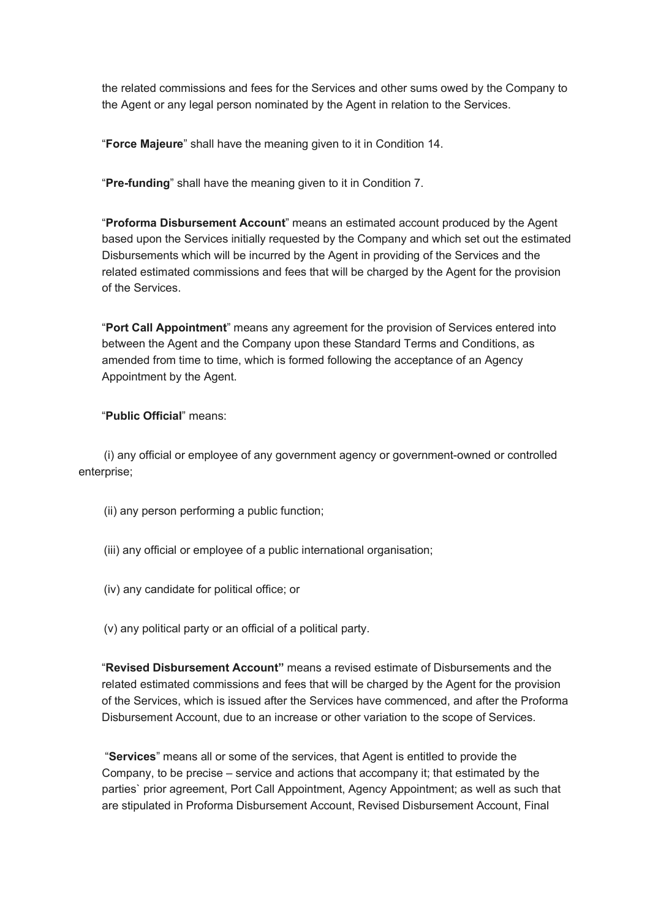the related commissions and fees for the Services and other sums owed by the Company to the Agent or any legal person nominated by the Agent in relation to the Services.

"**Force Majeure**" shall have the meaning given to it in Condition 14.

"**Pre-funding**" shall have the meaning given to it in Condition 7.

"**Proforma Disbursement Account**" means an estimated account produced by the Agent based upon the Services initially requested by the Company and which set out the estimated Disbursements which will be incurred by the Agent in providing of the Services and the related estimated commissions and fees that will be charged by the Agent for the provision of the Services.

"**Port Call Appointment**" means any agreement for the provision of Services entered into between the Agent and the Company upon these Standard Terms and Conditions, as amended from time to time, which is formed following the acceptance of an Agency Appointment by the Agent.

"**Public Official**" means:

(i) any official or employee of any government agency or government-owned or controlled enterprise;

(ii) any person performing a public function;

(iii) any official or employee of a public international organisation;

(iv) any candidate for political office; or

(v) any political party or an official of a political party.

"**Revised Disbursement Account"** means a revised estimate of Disbursements and the related estimated commissions and fees that will be charged by the Agent for the provision of the Services, which is issued after the Services have commenced, and after the Proforma Disbursement Account, due to an increase or other variation to the scope of Services.

"**Services**" means all or some of the services, that Agent is entitled to provide the Company, to be precise – service and actions that accompany it; that estimated by the parties` prior agreement, Port Call Appointment, Agency Appointment; as well as such that are stipulated in Proforma Disbursement Account, Revised Disbursement Account, Final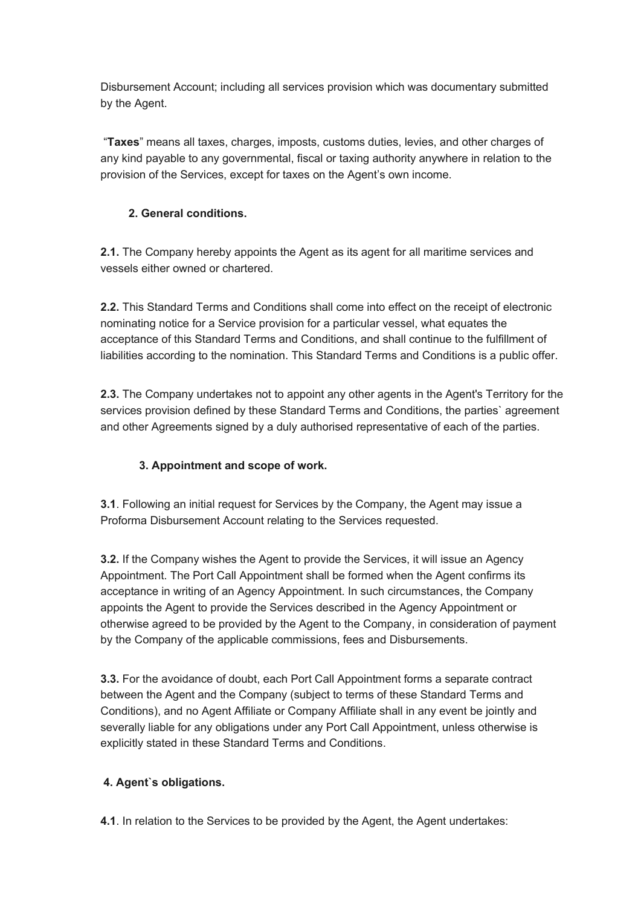Disbursement Account; including all services provision which was documentary submitted by the Agent.

"**Taxes**" means all taxes, charges, imposts, customs duties, levies, and other charges of any kind payable to any governmental, fiscal or taxing authority anywhere in relation to the provision of the Services, except for taxes on the Agent's own income.

## 2. General conditions.

**2.1.** The Company hereby appoints the Agent as its agent for all maritime services and vessels either owned or chartered.

**2.2.** This Standard Terms and Conditions shall come into effect on the receipt of electronic nominating notice for a Service provision for a particular vessel, what equates the acceptance of this Standard Terms and Conditions, and shall continue to the fulfillment of liabilities according to the nomination. This Standard Terms and Conditions is a public offer.

**2.3.** The Company undertakes not to appoint any other agents in the Agent's Territory for the services provision defined by these Standard Terms and Conditions, the parties` agreement and other Agreements signed by a duly authorised representative of each of the parties.

## 3. Appointment and scope of work.

**3.1**. Following an initial request for Services by the Company, the Agent may issue a Proforma Disbursement Account relating to the Services requested.

**3.2.** If the Company wishes the Agent to provide the Services, it will issue an Agency Appointment. The Port Call Appointment shall be formed when the Agent confirms its acceptance in writing of an Agency Appointment. In such circumstances, the Company appoints the Agent to provide the Services described in the Agency Appointment or otherwise agreed to be provided by the Agent to the Company, in consideration of payment by the Company of the applicable commissions, fees and Disbursements.

**3.3.** For the avoidance of doubt, each Port Call Appointment forms a separate contract between the Agent and the Company (subject to terms of these Standard Terms and Conditions), and no Agent Affiliate or Company Affiliate shall in any event be jointly and severally liable for any obligations under any Port Call Appointment, unless otherwise is explicitly stated in these Standard Terms and Conditions.

## 4. Agent`s obligations.

**4.1**. In relation to the Services to be provided by the Agent, the Agent undertakes: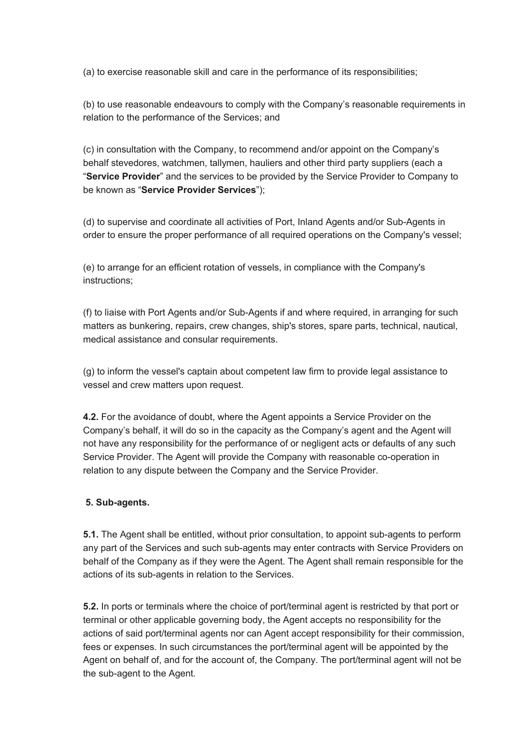(a) to exercise reasonable skill and care in the performance of its responsibilities;

(b) to use reasonable endeavours to comply with the Company's reasonable requirements in relation to the performance of the Services; and

(c) in consultation with the Company, to recommend and/or appoint on the Company's behalf stevedores, watchmen, tallymen, hauliers and other third party suppliers (each a "**Service Provider**" and the services to be provided by the Service Provider to Company to be known as "**Service Provider Services**");

(d) to supervise and coordinate all activities of Port, Inland Agents and/or Sub-Agents in order to ensure the proper performance of all required operations on the Company's vessel;

(e) to arrange for an efficient rotation of vessels, in compliance with the Company's instructions;

(f) to liaise with Port Agents and/or Sub-Agents if and where required, in arranging for such matters as bunkering, repairs, crew changes, ship's stores, spare parts, technical, nautical, medical assistance and consular requirements.

(g) to inform the vessel's captain about competent law firm to provide legal assistance to vessel and crew matters upon request.

**4.2.** For the avoidance of doubt, where the Agent appoints a Service Provider on the Company's behalf, it will do so in the capacity as the Company's agent and the Agent will not have any responsibility for the performance of or negligent acts or defaults of any such Service Provider. The Agent will provide the Company with reasonable co-operation in relation to any dispute between the Company and the Service Provider.

## 5. Sub-agents.

**5.1.** The Agent shall be entitled, without prior consultation, to appoint sub-agents to perform any part of the Services and such sub-agents may enter contracts with Service Providers on behalf of the Company as if they were the Agent. The Agent shall remain responsible for the actions of its sub-agents in relation to the Services.

**5.2.** In ports or terminals where the choice of port/terminal agent is restricted by that port or terminal or other applicable governing body, the Agent accepts no responsibility for the actions of said port/terminal agents nor can Agent accept responsibility for their commission, fees or expenses. In such circumstances the port/terminal agent will be appointed by the Agent on behalf of, and for the account of, the Company. The port/terminal agent will not be the sub-agent to the Agent.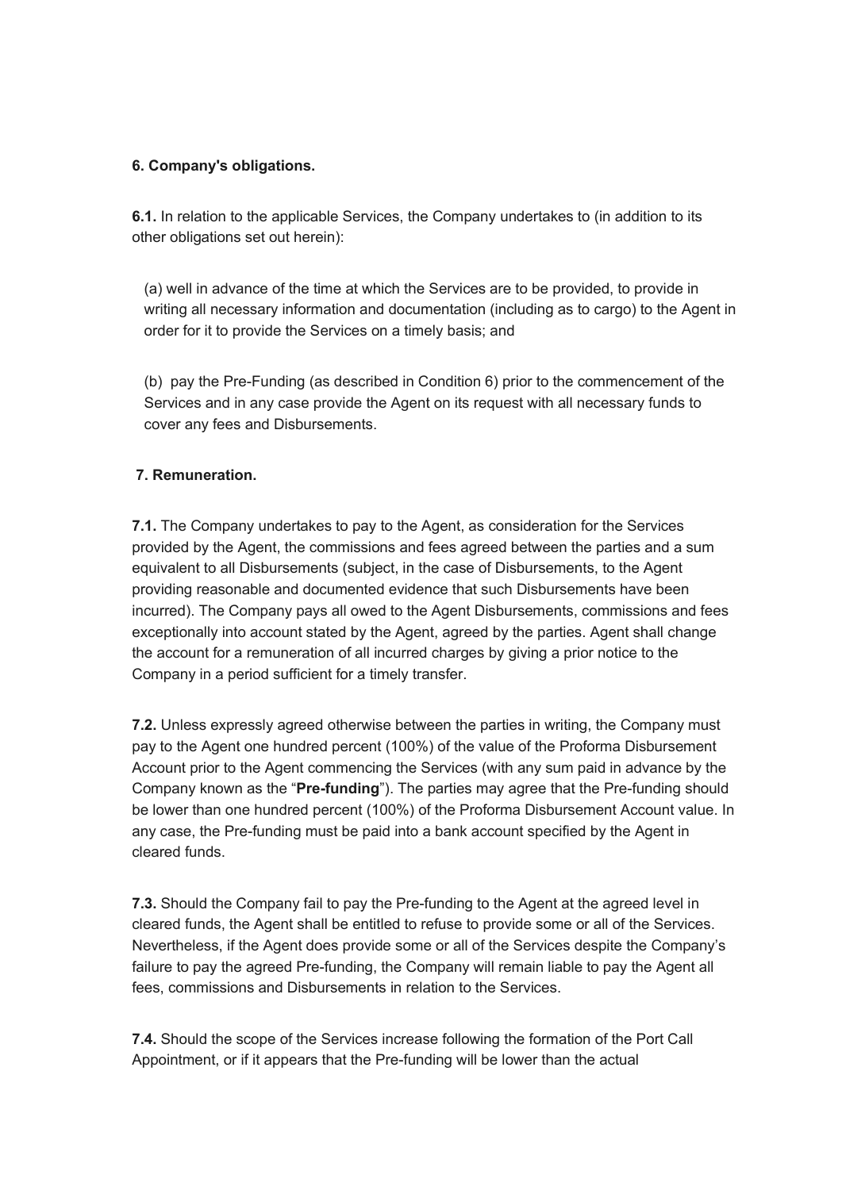**6. Company's obligations.**

**6.1.** In relation to the applicable Services, the Company undertakes to (in addition to its other obligations set out herein):

(a) well in advance of the time at which the Services are to be provided, to provide in writing all necessary information and documentation (including as to cargo) to the Agent in order for it to provide the Services on a timely basis; and

(b) pay the Pre-Funding (as described in Condition 6) prior to the commencement of the Services and in any case provide the Agent on its request with all necessary funds to cover any fees and Disbursements.

**7. Remuneration.**

**7.1.** The Company undertakes to pay to the Agent, as consideration for the Services provided by the Agent, the commissions and fees agreed between the parties and a sum equivalent to all Disbursements (subject, in the case of Disbursements, to the Agent providing reasonable and documented evidence that such Disbursements have been incurred). The Company pays all owed to the Agent Disbursements, commissions and fees exceptionally into account stated by the Agent, agreed by the parties. Agent shall change the account for a remuneration of all incurred charges by giving a prior notice to the Company in a period sufficient for a timely transfer.

**7.2.** Unless expressly agreed otherwise between the parties in writing, the Company must pay to the Agent one hundred percent (100%) of the value of the Proforma Disbursement Account prior to the Agent commencing the Services (with any sum paid in advance by the Company known as the "**Pre-funding**"). The parties may agree that the Pre-funding should be lower than one hundred percent (100%) of the Proforma Disbursement Account value. In any case, the Pre-funding must be paid into a bank account specified by the Agent in cleared funds.

**7.3.** Should the Company fail to pay the Pre-funding to the Agent at the agreed level in cleared funds, the Agent shall be entitled to refuse to provide some or all of the Services. Nevertheless, if the Agent does provide some or all of the Services despite the Company's failure to pay the agreed Pre-funding, the Company will remain liable to pay the Agent all fees, commissions and Disbursements in relation to the Services.

**7.4.** Should the scope of the Services increase following the formation of the Port Call Appointment, or if it appears that the Pre-funding will be lower than the actual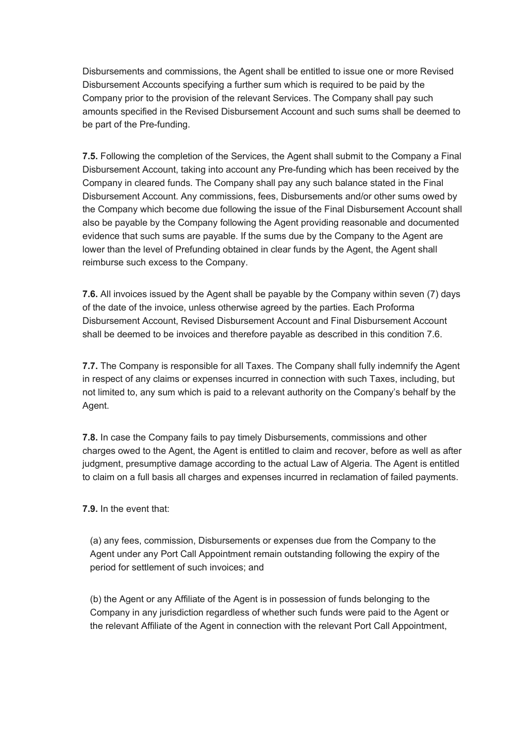Disbursements and commissions, the Agent shall be entitled to issue one or more Revised Disbursement Accounts specifying a further sum which is required to be paid by the Company prior to the provision of the relevant Services. The Company shall pay such amounts specified in the Revised Disbursement Account and such sums shall be deemed to be part of the Pre-funding.

**7.5.** Following the completion of the Services, the Agent shall submit to the Company a Final Disbursement Account, taking into account any Pre-funding which has been received by the Company in cleared funds. The Company shall pay any such balance stated in the Final Disbursement Account. Any commissions, fees, Disbursements and/or other sums owed by the Company which become due following the issue of the Final Disbursement Account shall also be payable by the Company following the Agent providing reasonable and documented evidence that such sums are payable. If the sums due by the Company to the Agent are lower than the level of Prefunding obtained in clear funds by the Agent, the Agent shall reimburse such excess to the Company.

**7.6.** All invoices issued by the Agent shall be payable by the Company within seven (7) days of the date of the invoice, unless otherwise agreed by the parties. Each Proforma Disbursement Account, Revised Disbursement Account and Final Disbursement Account shall be deemed to be invoices and therefore payable as described in this condition 7.6.

**7.7.** The Company is responsible for all Taxes. The Company shall fully indemnify the Agent in respect of any claims or expenses incurred in connection with such Taxes, including, but not limited to, any sum which is paid to a relevant authority on the Company's behalf by the Agent.

**7.8.** In case the Company fails to pay timely Disbursements, commissions and other charges owed to the Agent, the Agent is entitled to claim and recover, before as well as after judgment, presumptive damage according to the actual Law of Algeria. The Agent is entitled to claim on a full basis all charges and expenses incurred in reclamation of failed payments.

**7.9.** In the event that:

(a) any fees, commission, Disbursements or expenses due from the Company to the Agent under any Port Call Appointment remain outstanding following the expiry of the period for settlement of such invoices; and

(b) the Agent or any Affiliate of the Agent is in possession of funds belonging to the Company in any jurisdiction regardless of whether such funds were paid to the Agent or the relevant Affiliate of the Agent in connection with the relevant Port Call Appointment,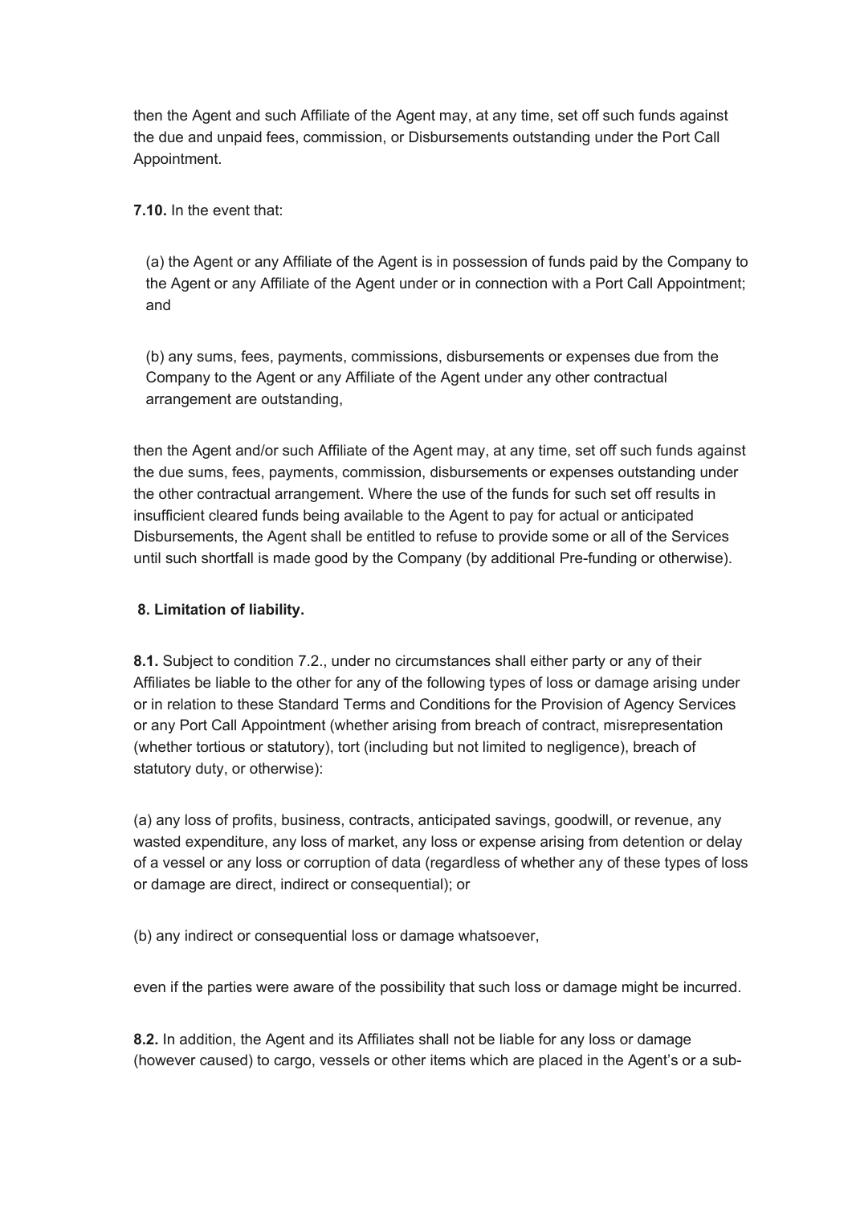then the Agent and such Affiliate of the Agent may, at any time, set off such funds against the due and unpaid fees, commission, or Disbursements outstanding under the Port Call Appointment.

**7.10.** In the event that:

(a) the Agent or any Affiliate of the Agent is in possession of funds paid by the Company to the Agent or any Affiliate of the Agent under or in connection with a Port Call Appointment; and

(b) any sums, fees, payments, commissions, disbursements or expenses due from the Company to the Agent or any Affiliate of the Agent under any other contractual arrangement are outstanding,

then the Agent and/or such Affiliate of the Agent may, at any time, set off such funds against the due sums, fees, payments, commission, disbursements or expenses outstanding under the other contractual arrangement. Where the use of the funds for such set off results in insufficient cleared funds being available to the Agent to pay for actual or anticipated Disbursements, the Agent shall be entitled to refuse to provide some or all of the Services until such shortfall is made good by the Company (by additional Pre-funding or otherwise).

## 8. Limitation of liability.

**8.1.** Subject to condition 7.2., under no circumstances shall either party or any of their Affiliates be liable to the other for any of the following types of loss or damage arising under or in relation to these Standard Terms and Conditions for the Provision of Agency Services or any Port Call Appointment (whether arising from breach of contract, misrepresentation (whether tortious or statutory), tort (including but not limited to negligence), breach of statutory duty, or otherwise):

(a) any loss of profits, business, contracts, anticipated savings, goodwill, or revenue, any wasted expenditure, any loss of market, any loss or expense arising from detention or delay of a vessel or any loss or corruption of data (regardless of whether any of these types of loss or damage are direct, indirect or consequential); or

(b) any indirect or consequential loss or damage whatsoever,

even if the parties were aware of the possibility that such loss or damage might be incurred.

**8.2.** In addition, the Agent and its Affiliates shall not be liable for any loss or damage (however caused) to cargo, vessels or other items which are placed in the Agent's or a sub-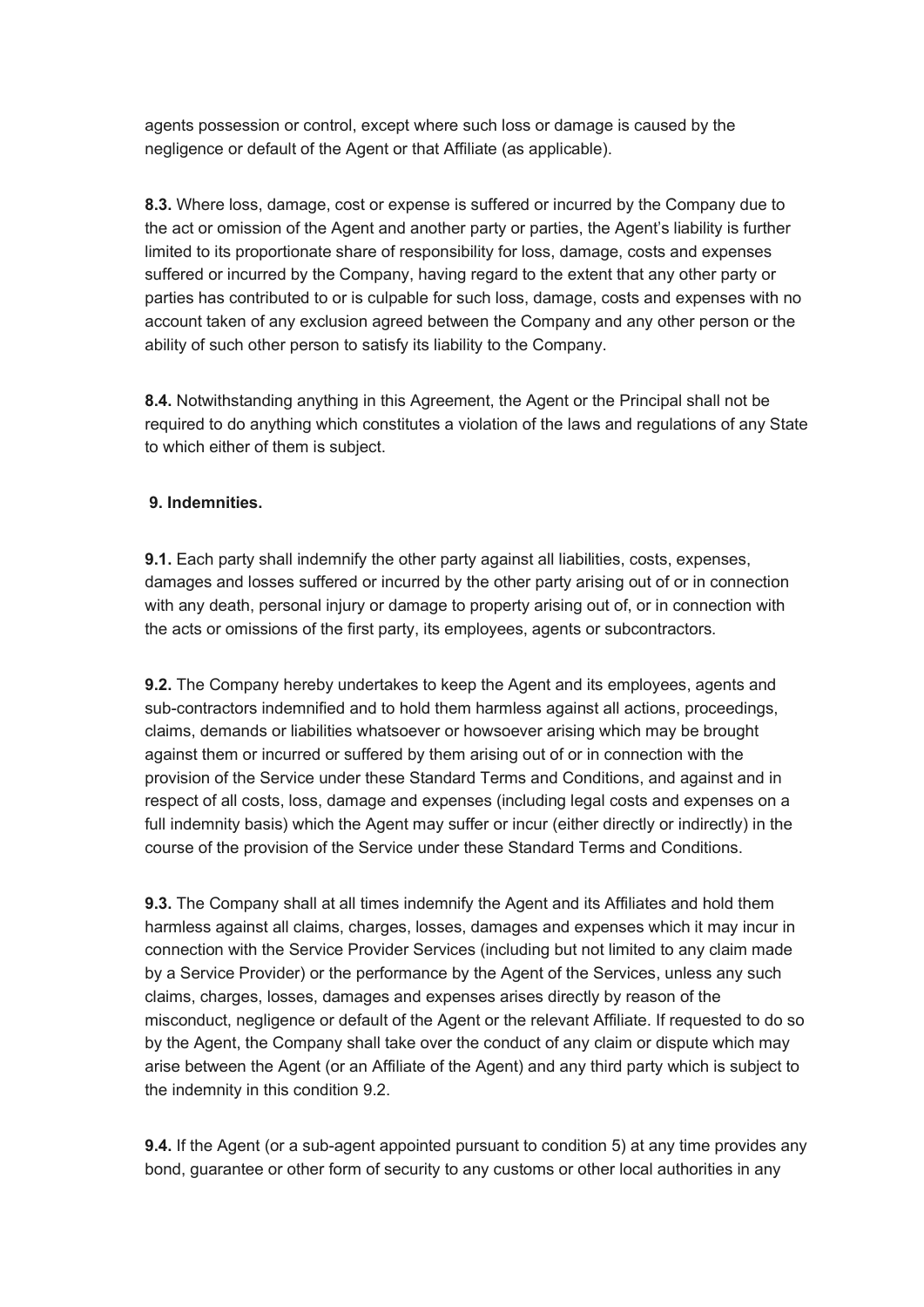agents possession or control, except where such loss or damage is caused by the negligence or default of the Agent or that Affiliate (as applicable).

**8.3.** Where loss, damage, cost or expense is suffered or incurred by the Company due to the act or omission of the Agent and another party or parties, the Agent's liability is further limited to its proportionate share of responsibility for loss, damage, costs and expenses suffered or incurred by the Company, having regard to the extent that any other party or parties has contributed to or is culpable for such loss, damage, costs and expenses with no account taken of any exclusion agreed between the Company and any other person or the ability of such other person to satisfy its liability to the Company.

**8.4.** Notwithstanding anything in this Agreement, the Agent or the Principal shall not be required to do anything which constitutes a violation of the laws and regulations of any State to which either of them is subject.

**9. Indemnities.**

**9.1.** Each party shall indemnify the other party against all liabilities, costs, expenses, damages and losses suffered or incurred by the other party arising out of or in connection with any death, personal injury or damage to property arising out of, or in connection with the acts or omissions of the first party, its employees, agents or subcontractors.

**9.2.** The Company hereby undertakes to keep the Agent and its employees, agents and sub-contractors indemnified and to hold them harmless against all actions, proceedings, claims, demands or liabilities whatsoever or howsoever arising which may be brought against them or incurred or suffered by them arising out of or in connection with the provision of the Service under these Standard Terms and Conditions, and against and in respect of all costs, loss, damage and expenses (including legal costs and expenses on a full indemnity basis) which the Agent may suffer or incur (either directly or indirectly) in the course of the provision of the Service under these Standard Terms and Conditions.

**9.3.** The Company shall at all times indemnify the Agent and its Affiliates and hold them harmless against all claims, charges, losses, damages and expenses which it may incur in connection with the Service Provider Services (including but not limited to any claim made by a Service Provider) or the performance by the Agent of the Services, unless any such claims, charges, losses, damages and expenses arises directly by reason of the misconduct, negligence or default of the Agent or the relevant Affiliate. If requested to do so by the Agent, the Company shall take over the conduct of any claim or dispute which may arise between the Agent (or an Affiliate of the Agent) and any third party which is subject to the indemnity in this condition 9.2.

**9.4.** If the Agent (or a sub-agent appointed pursuant to condition 5) at any time provides any bond, guarantee or other form of security to any customs or other local authorities in any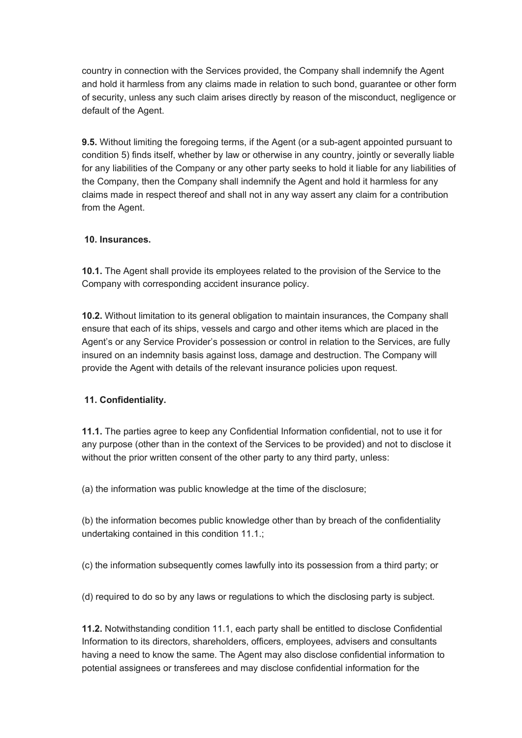country in connection with the Services provided, the Company shall indemnify the Agent and hold it harmless from any claims made in relation to such bond, guarantee or other form of security, unless any such claim arises directly by reason of the misconduct, negligence or default of the Agent.

**9.5.** Without limiting the foregoing terms, if the Agent (or a sub-agent appointed pursuant to condition 5) finds itself, whether by law or otherwise in any country, jointly or severally liable for any liabilities of the Company or any other party seeks to hold it liable for any liabilities of the Company, then the Company shall indemnify the Agent and hold it harmless for any claims made in respect thereof and shall not in any way assert any claim for a contribution from the Agent.

**10. Insurances.**

**10.1.** The Agent shall provide its employees related to the provision of the Service to the Company with corresponding accident insurance policy.

**10.2.** Without limitation to its general obligation to maintain insurances, the Company shall ensure that each of its ships, vessels and cargo and other items which are placed in the Agent's or any Service Provider's possession or control in relation to the Services, are fully insured on an indemnity basis against loss, damage and destruction. The Company will provide the Agent with details of the relevant insurance policies upon request.

**11. Confidentiality.**

**11.1.** The parties agree to keep any Confidential Information confidential, not to use it for any purpose (other than in the context of the Services to be provided) and not to disclose it without the prior written consent of the other party to any third party, unless:

(a) the information was public knowledge at the time of the disclosure;

(b) the information becomes public knowledge other than by breach of the confidentiality undertaking contained in this condition 11.1.;

(c) the information subsequently comes lawfully into its possession from a third party; or

(d) required to do so by any laws or regulations to which the disclosing party is subject.

**11.2.** Notwithstanding condition 11.1, each party shall be entitled to disclose Confidential Information to its directors, shareholders, officers, employees, advisers and consultants having a need to know the same. The Agent may also disclose confidential information to potential assignees or transferees and may disclose confidential information for the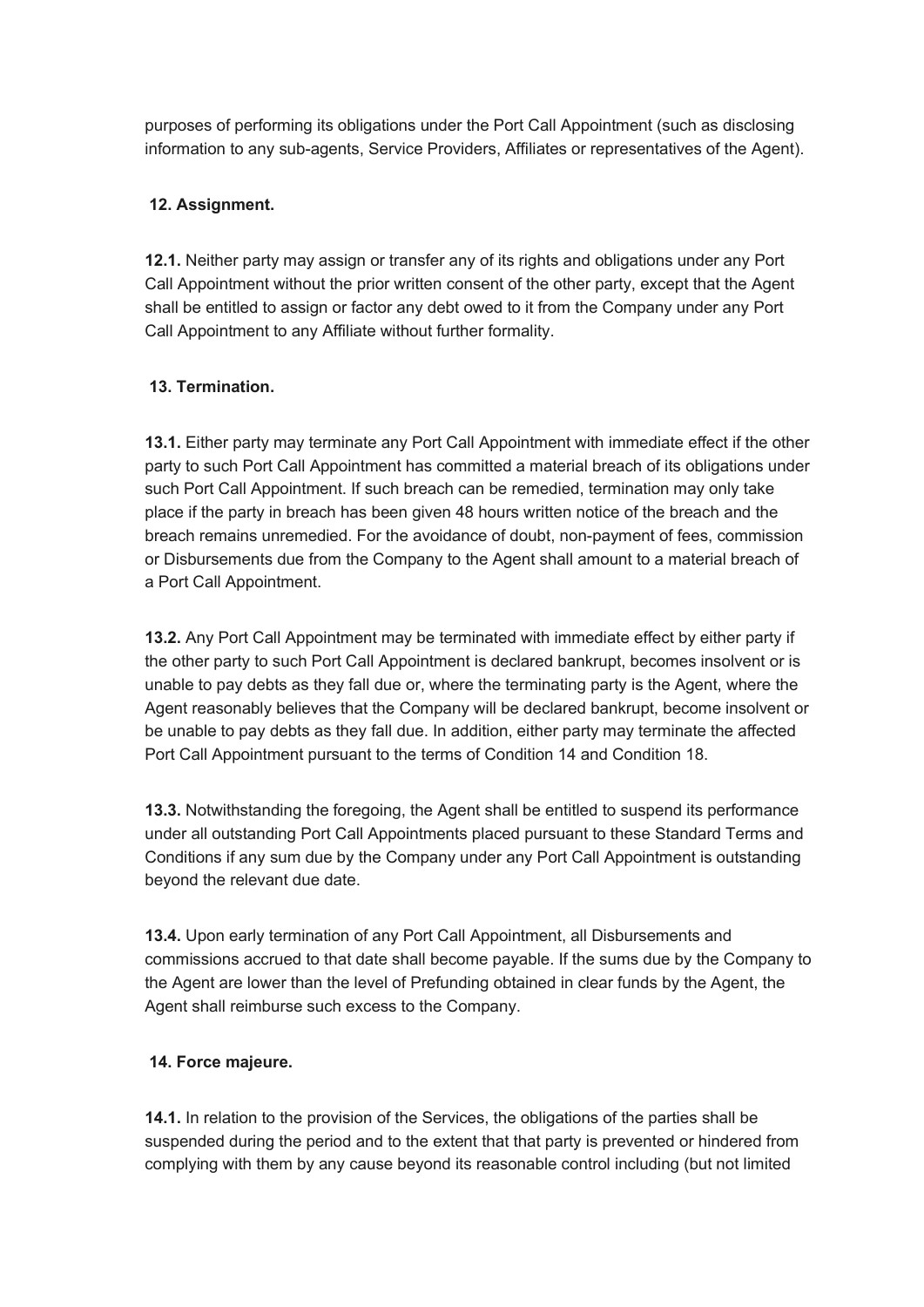purposes of performing its obligations under the Port Call Appointment (such as disclosing information to any sub-agents, Service Providers, Affiliates or representatives of the Agent).

## 12. Assignment.

**12.1.** Neither party may assign or transfer any of its rights and obligations under any Port Call Appointment without the prior written consent of the other party, except that the Agent shall be entitled to assign or factor any debt owed to it from the Company under any Port Call Appointment to any Affiliate without further formality.

## 13. Termination.

**13.1.** Either party may terminate any Port Call Appointment with immediate effect if the other party to such Port Call Appointment has committed a material breach of its obligations under such Port Call Appointment. If such breach can be remedied, termination may only take place if the party in breach has been given 48 hours written notice of the breach and the breach remains unremedied. For the avoidance of doubt, non-payment of fees, commission or Disbursements due from the Company to the Agent shall amount to a material breach of a Port Call Appointment.

**13.2.** Any Port Call Appointment may be terminated with immediate effect by either party if the other party to such Port Call Appointment is declared bankrupt, becomes insolvent or is unable to pay debts as they fall due or, where the terminating party is the Agent, where the Agent reasonably believes that the Company will be declared bankrupt, become insolvent or be unable to pay debts as they fall due. In addition, either party may terminate the affected Port Call Appointment pursuant to the terms of Condition 14 and Condition 18.

**13.3.** Notwithstanding the foregoing, the Agent shall be entitled to suspend its performance under all outstanding Port Call Appointments placed pursuant to these Standard Terms and Conditions if any sum due by the Company under any Port Call Appointment is outstanding beyond the relevant due date.

**13.4.** Upon early termination of any Port Call Appointment, all Disbursements and commissions accrued to that date shall become payable. If the sums due by the Company to the Agent are lower than the level of Prefunding obtained in clear funds by the Agent, the Agent shall reimburse such excess to the Company.

## 14. Force majeure.

**14.1.** In relation to the provision of the Services, the obligations of the parties shall be suspended during the period and to the extent that that party is prevented or hindered from complying with them by any cause beyond its reasonable control including (but not limited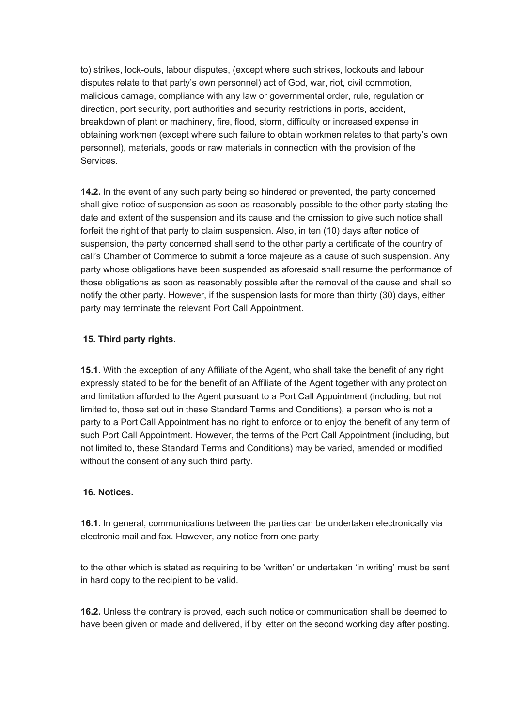to) strikes, lock-outs, labour disputes, (except where such strikes, lockouts and labour disputes relate to that party's own personnel) act of God, war, riot, civil commotion, malicious damage, compliance with any law or governmental order, rule, regulation or direction, port security, port authorities and security restrictions in ports, accident, breakdown of plant or machinery, fire, flood, storm, difficulty or increased expense in obtaining workmen (except where such failure to obtain workmen relates to that party's own personnel), materials, goods or raw materials in connection with the provision of the Services.

**14.2.** In the event of any such party being so hindered or prevented, the party concerned shall give notice of suspension as soon as reasonably possible to the other party stating the date and extent of the suspension and its cause and the omission to give such notice shall forfeit the right of that party to claim suspension. Also, in ten (10) days after notice of suspension, the party concerned shall send to the other party a certificate of the country of call's Chamber of Commerce to submit a force majeure as a cause of such suspension. Any party whose obligations have been suspended as aforesaid shall resume the performance of those obligations as soon as reasonably possible after the removal of the cause and shall so notify the other party. However, if the suspension lasts for more than thirty (30) days, either party may terminate the relevant Port Call Appointment.

**15. Third party rights.**

**15.1.** With the exception of any Affiliate of the Agent, who shall take the benefit of any right expressly stated to be for the benefit of an Affiliate of the Agent together with any protection and limitation afforded to the Agent pursuant to a Port Call Appointment (including, but not limited to, those set out in these Standard Terms and Conditions), a person who is not a party to a Port Call Appointment has no right to enforce or to enjoy the benefit of any term of such Port Call Appointment. However, the terms of the Port Call Appointment (including, but not limited to, these Standard Terms and Conditions) may be varied, amended or modified without the consent of any such third party.

**16. Notices.**

**16.1.** In general, communications between the parties can be undertaken electronically via electronic mail and fax. However, any notice from one party to the other which is stated as requiring to be 'written' or undertaken 'in writing' must be sent in hard copy to the recipient to be valid.

**16.2.** Unless the contrary is proved, each such notice or communication shall be deemed to have been given or made and delivered, if by letter on the second working day after posting.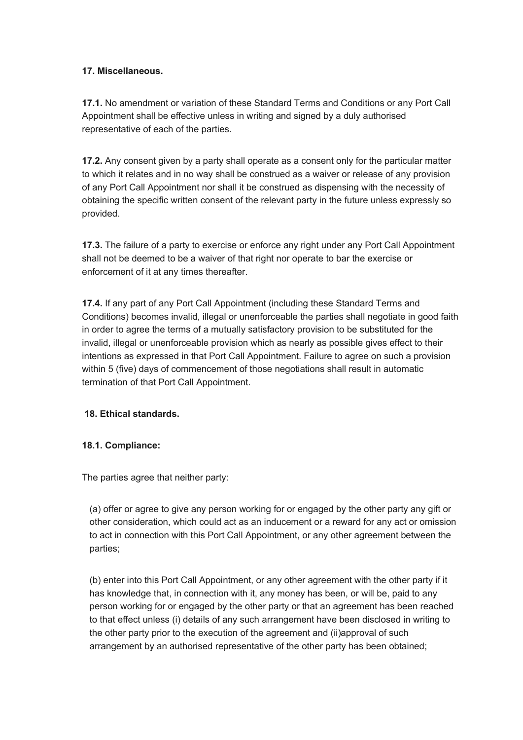**17. Miscellaneous.**

**17.1.** No amendment or variation of these Standard Terms and Conditions or any Port Call Appointment shall be effective unless in writing and signed by a duly authorised representative of each of the parties.

**17.2.** Any consent given by a party shall operate as a consent only for the particular matter to which it relates and in no way shall be construed as a waiver or release of any provision of any Port Call Appointment nor shall it be construed as dispensing with the necessity of obtaining the specific written consent of the relevant party in the future unless expressly so provided.

**17.3.** The failure of a party to exercise or enforce any right under any Port Call Appointment shall not be deemed to be a waiver of that right nor operate to bar the exercise or enforcement of it at any times thereafter.

**17.4.** If any part of any Port Call Appointment (including these Standard Terms and Conditions) becomes invalid, illegal or unenforceable the parties shall negotiate in good faith in order to agree the terms of a mutually satisfactory provision to be substituted for the invalid, illegal or unenforceable provision which as nearly as possible gives effect to their intentions as expressed in that Port Call Appointment. Failure to agree on such a provision within 5 (five) days of commencement of those negotiations shall result in automatic termination of that Port Call Appointment.

**18. Ethical standards.**

**18.1. Compliance:**

The parties agree that neither party:

(a) offer or agree to give any person working for or engaged by the other party any gift or other consideration, which could act as an inducement or a reward for any act or omission to act in connection with this Port Call Appointment, or any other agreement between the parties;

(b) enter into this Port Call Appointment, or any other agreement with the other party if it has knowledge that, in connection with it, any money has been, or will be, paid to any person working for or engaged by the other party or that an agreement has been reached to that effect unless (i) details of any such arrangement have been disclosed in writing to the other party prior to the execution of the agreement and (ii)approval of such arrangement by an authorised representative of the other party has been obtained;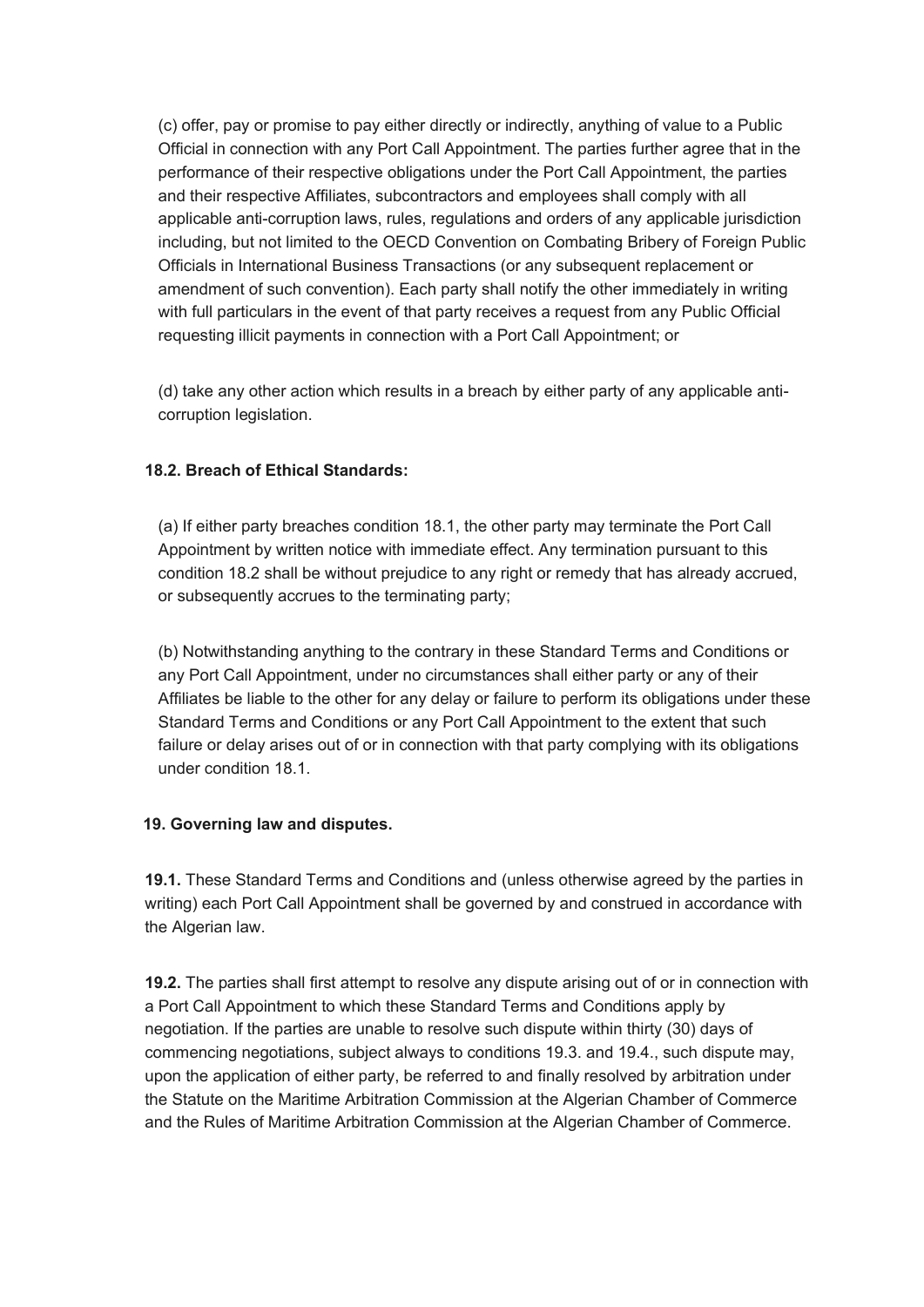(c) offer, pay or promise to pay either directly or indirectly, anything of value to a Public Official in connection with any Port Call Appointment. The parties further agree that in the performance of their respective obligations under the Port Call Appointment, the parties and their respective Affiliates, subcontractors and employees shall comply with all applicable anti-corruption laws, rules, regulations and orders of any applicable jurisdiction including, but not limited to the OECD Convention on Combating Bribery of Foreign Public Officials in International Business Transactions (or any subsequent replacement or amendment of such convention). Each party shall notify the other immediately in writing with full particulars in the event of that party receives a request from any Public Official requesting illicit payments in connection with a Port Call Appointment; or

(d) take any other action which results in a breach by either party of any applicable anti-corruption legislation.

**18.2. Breach of Ethical Standards:**

(a) If either party breaches condition 18.1, the other party may terminate the Port Call Appointment by written notice with immediate effect. Any termination pursuant to this condition 18.2 shall be without prejudice to any right or remedy that has already accrued, or subsequently accrues to the terminating party;

(b) Notwithstanding anything to the contrary in these Standard Terms and Conditions or any Port Call Appointment, under no circumstances shall either party or any of their Affiliates be liable to the other for any delay or failure to perform its obligations under these Standard Terms and Conditions or any Port Call Appointment to the extent that such failure or delay arises out of or in connection with that party complying with its obligations under condition 18.1.

**19. Governing law and disputes.**

**19.1.** These Standard Terms and Conditions and (unless otherwise agreed by the parties in writing) each Port Call Appointment shall be governed by and construed in accordance with the Algerian law.

**19.2.** The parties shall first attempt to resolve any dispute arising out of or in connection with a Port Call Appointment to which these Standard Terms and Conditions apply by negotiation. If the parties are unable to resolve such dispute within thirty (30) days of commencing negotiations, subject always to conditions 19.3. and 19.4., such dispute may, upon the application of either party, be referred to and finally resolved by arbitration under the Statute on the Maritime Arbitration Commission at the Algerian Chamber of Commerce and the Rules of Maritime Arbitration Commission at the Algerian Chamber of Commerce.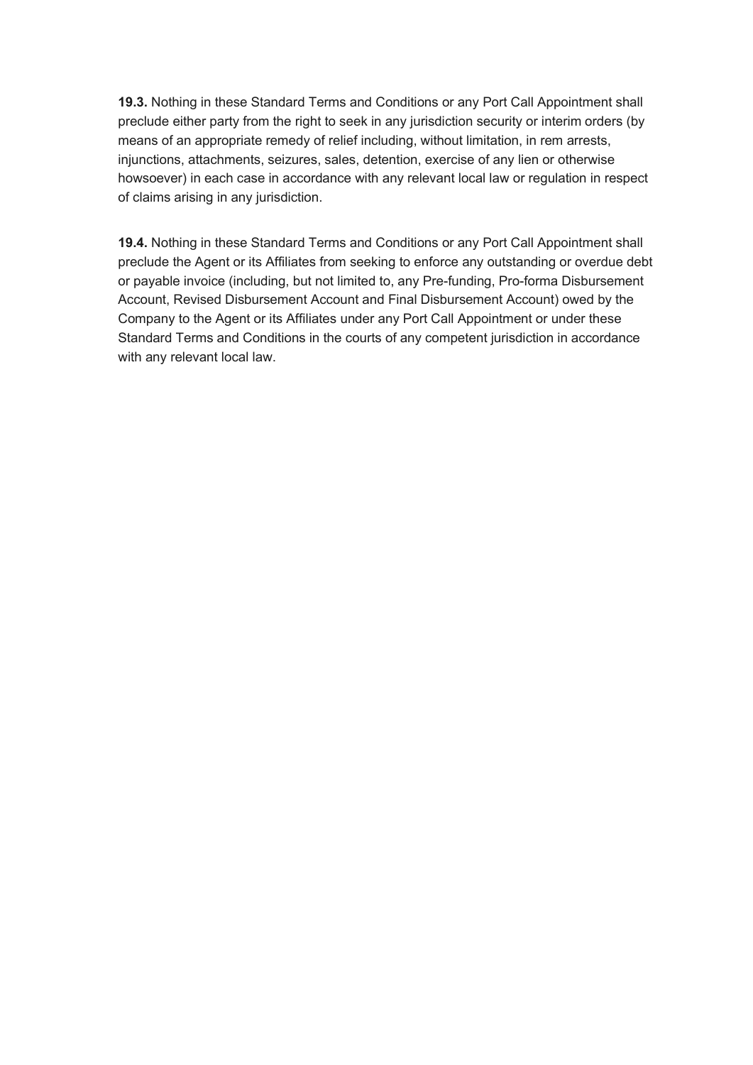**19.3.** Nothing in these Standard Terms and Conditions or any Port Call Appointment shall preclude either party from the right to seek in any jurisdiction security or interim orders (by means of an appropriate remedy of relief including, without limitation, in rem arrests, injunctions, attachments, seizures, sales, detention, exercise of any lien or otherwise howsoever) in each case in accordance with any relevant local law or regulation in respect of claims arising in any jurisdiction.

**19.4.** Nothing in these Standard Terms and Conditions or any Port Call Appointment shall preclude the Agent or its Affiliates from seeking to enforce any outstanding or overdue debt or payable invoice (including, but not limited to, any Pre-funding, Pro-forma Disbursement Account, Revised Disbursement Account and Final Disbursement Account) owed by the Company to the Agent or its Affiliates under any Port Call Appointment or under these Standard Terms and Conditions in the courts of any competent jurisdiction in accordance with any relevant local law.